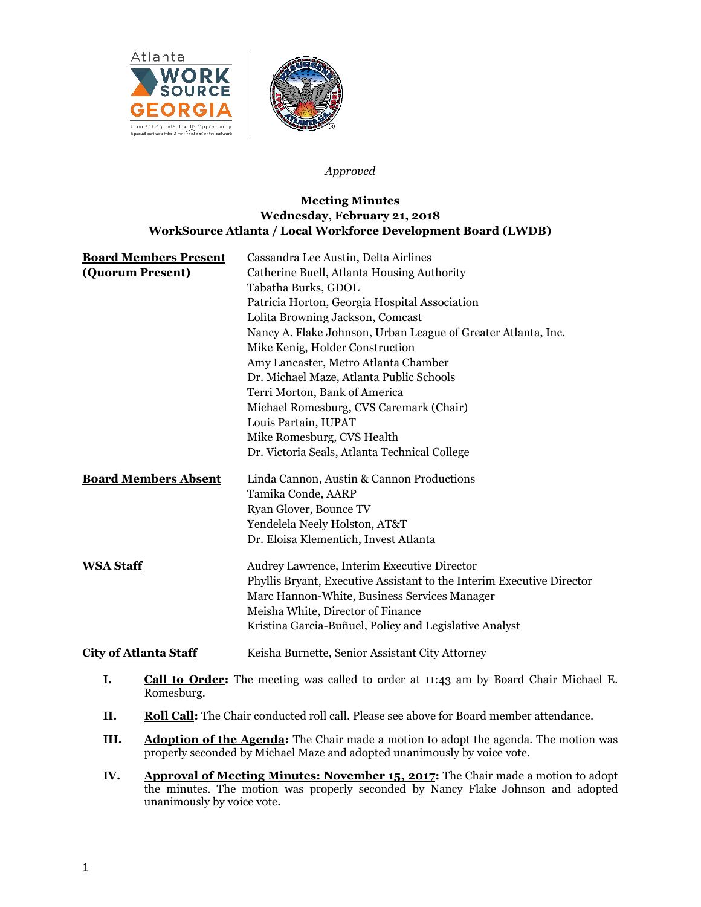*Approved*

**Meeting Minutes**
**Wednesday, February 21, 2018**
**WorkSource Atlanta / Local Workforce Development Board (LWDB)**

| | |
|---|---|
| **Board Members Present (Quorum Present)** | Cassandra Lee Austin, Delta Airlines<br>Catherine Buell, Atlanta Housing Authority<br>Tabatha Burks, GDOL<br>Patricia Horton, Georgia Hospital Association<br>Lolita Browning Jackson, Comcast<br>Nancy A. Flake Johnson, Urban League of Greater Atlanta, Inc.<br>Mike Kenig, Holder Construction<br>Amy Lancaster, Metro Atlanta Chamber<br>Dr. Michael Maze, Atlanta Public Schools<br>Terri Morton, Bank of America<br>Michael Romesburg, CVS Caremark (Chair)<br>Louis Partain, IUPAT<br>Mike Romesburg, CVS Health<br>Dr. Victoria Seals, Atlanta Technical College |
| **Board Members Absent** | Linda Cannon, Austin & Cannon Productions<br>Tamika Conde, AARP<br>Ryan Glover, Bounce TV<br>Yendelela Neely Holston, AT&T<br>Dr. Eloisa Klementich, Invest Atlanta |
| **WSA Staff** | Audrey Lawrence, Interim Executive Director<br>Phyllis Bryant, Executive Assistant to the Interim Executive Director<br>Marc Hannon-White, Business Services Manager<br>Meisha White, Director of Finance<br>Kristina Garcia-Buñuel, Policy and Legislative Analyst |
| **City of Atlanta Staff** | Keisha Burnette, Senior Assistant City Attorney |

I. **Call to Order:** The meeting was called to order at 11:43 am by Board Chair Michael E. Romesburg.

II. **Roll Call:** The Chair conducted roll call. Please see above for Board member attendance.

III. **Adoption of the Agenda:** The Chair made a motion to adopt the agenda. The motion was properly seconded by Michael Maze and adopted unanimously by voice vote.

IV. **Approval of Meeting Minutes: November 15, 2017:** The Chair made a motion to adopt the minutes. The motion was properly seconded by Nancy Flake Johnson and adopted unanimously by voice vote.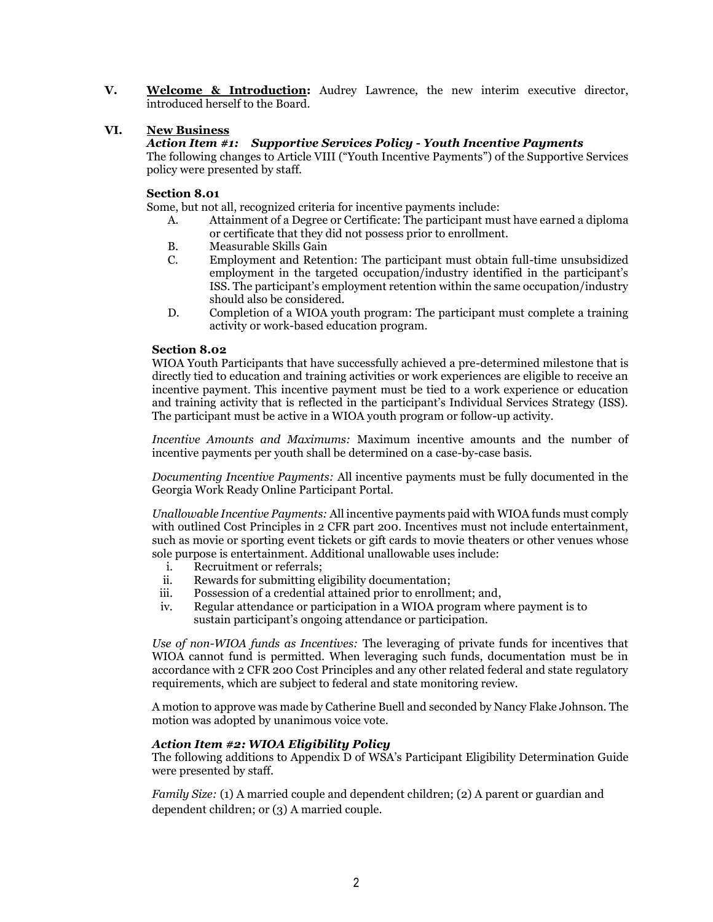**V.** **Welcome & Introduction:** Audrey Lawrence, the new interim executive director, introduced herself to the Board.

**VI.** **New Business**

***Action Item #1: Supportive Services Policy - Youth Incentive Payments***

The following changes to Article VIII ("Youth Incentive Payments") of the Supportive Services policy were presented by staff.

**Section 8.01**

Some, but not all, recognized criteria for incentive payments include:

- A. Attainment of a Degree or Certificate: The participant must have earned a diploma or certificate that they did not possess prior to enrollment.
- B. Measurable Skills Gain
- C. Employment and Retention: The participant must obtain full-time unsubsidized employment in the targeted occupation/industry identified in the participant's ISS. The participant's employment retention within the same occupation/industry should also be considered.
- D. Completion of a WIOA youth program: The participant must complete a training activity or work-based education program.

**Section 8.02**

WIOA Youth Participants that have successfully achieved a pre-determined milestone that is directly tied to education and training activities or work experiences are eligible to receive an incentive payment. This incentive payment must be tied to a work experience or education and training activity that is reflected in the participant's Individual Services Strategy (ISS). The participant must be active in a WIOA youth program or follow-up activity.

*Incentive Amounts and Maximums:* Maximum incentive amounts and the number of incentive payments per youth shall be determined on a case-by-case basis.

*Documenting Incentive Payments:* All incentive payments must be fully documented in the Georgia Work Ready Online Participant Portal.

*Unallowable Incentive Payments:* All incentive payments paid with WIOA funds must comply with outlined Cost Principles in 2 CFR part 200. Incentives must not include entertainment, such as movie or sporting event tickets or gift cards to movie theaters or other venues whose sole purpose is entertainment. Additional unallowable uses include:

- i. Recruitment or referrals;
- ii. Rewards for submitting eligibility documentation;
- iii. Possession of a credential attained prior to enrollment; and,
- iv. Regular attendance or participation in a WIOA program where payment is to sustain participant's ongoing attendance or participation.

*Use of non-WIOA funds as Incentives:* The leveraging of private funds for incentives that WIOA cannot fund is permitted. When leveraging such funds, documentation must be in accordance with 2 CFR 200 Cost Principles and any other related federal and state regulatory requirements, which are subject to federal and state monitoring review.

A motion to approve was made by Catherine Buell and seconded by Nancy Flake Johnson. The motion was adopted by unanimous voice vote.

***Action Item #2: WIOA Eligibility Policy***

The following additions to Appendix D of WSA's Participant Eligibility Determination Guide were presented by staff.

*Family Size:* (1) A married couple and dependent children; (2) A parent or guardian and dependent children; or (3) A married couple.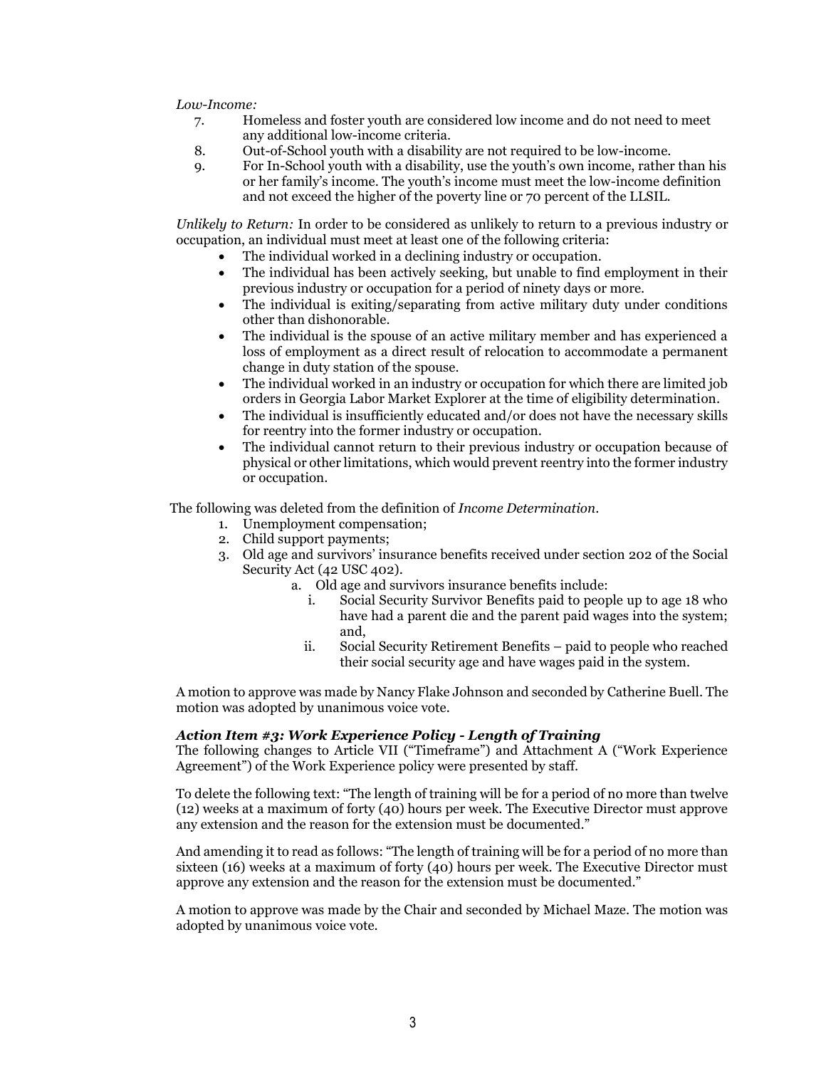*Low-Income:*

7. Homeless and foster youth are considered low income and do not need to meet any additional low-income criteria.
8. Out-of-School youth with a disability are not required to be low-income.
9. For In-School youth with a disability, use the youth's own income, rather than his or her family's income. The youth's income must meet the low-income definition and not exceed the higher of the poverty line or 70 percent of the LLSIL.

*Unlikely to Return:* In order to be considered as unlikely to return to a previous industry or occupation, an individual must meet at least one of the following criteria:

- The individual worked in a declining industry or occupation.
- The individual has been actively seeking, but unable to find employment in their previous industry or occupation for a period of ninety days or more.
- The individual is exiting/separating from active military duty under conditions other than dishonorable.
- The individual is the spouse of an active military member and has experienced a loss of employment as a direct result of relocation to accommodate a permanent change in duty station of the spouse.
- The individual worked in an industry or occupation for which there are limited job orders in Georgia Labor Market Explorer at the time of eligibility determination.
- The individual is insufficiently educated and/or does not have the necessary skills for reentry into the former industry or occupation.
- The individual cannot return to their previous industry or occupation because of physical or other limitations, which would prevent reentry into the former industry or occupation.

The following was deleted from the definition of *Income Determination*.

1. Unemployment compensation;
2. Child support payments;
3. Old age and survivors' insurance benefits received under section 202 of the Social Security Act (42 USC 402).
   a. Old age and survivors insurance benefits include:
      i. Social Security Survivor Benefits paid to people up to age 18 who have had a parent die and the parent paid wages into the system; and,
      ii. Social Security Retirement Benefits – paid to people who reached their social security age and have wages paid in the system.

A motion to approve was made by Nancy Flake Johnson and seconded by Catherine Buell. The motion was adopted by unanimous voice vote.

***Action Item #3: Work Experience Policy - Length of Training***

The following changes to Article VII ("Timeframe") and Attachment A ("Work Experience Agreement") of the Work Experience policy were presented by staff.

To delete the following text: "The length of training will be for a period of no more than twelve (12) weeks at a maximum of forty (40) hours per week. The Executive Director must approve any extension and the reason for the extension must be documented."

And amending it to read as follows: "The length of training will be for a period of no more than sixteen (16) weeks at a maximum of forty (40) hours per week. The Executive Director must approve any extension and the reason for the extension must be documented."

A motion to approve was made by the Chair and seconded by Michael Maze. The motion was adopted by unanimous voice vote.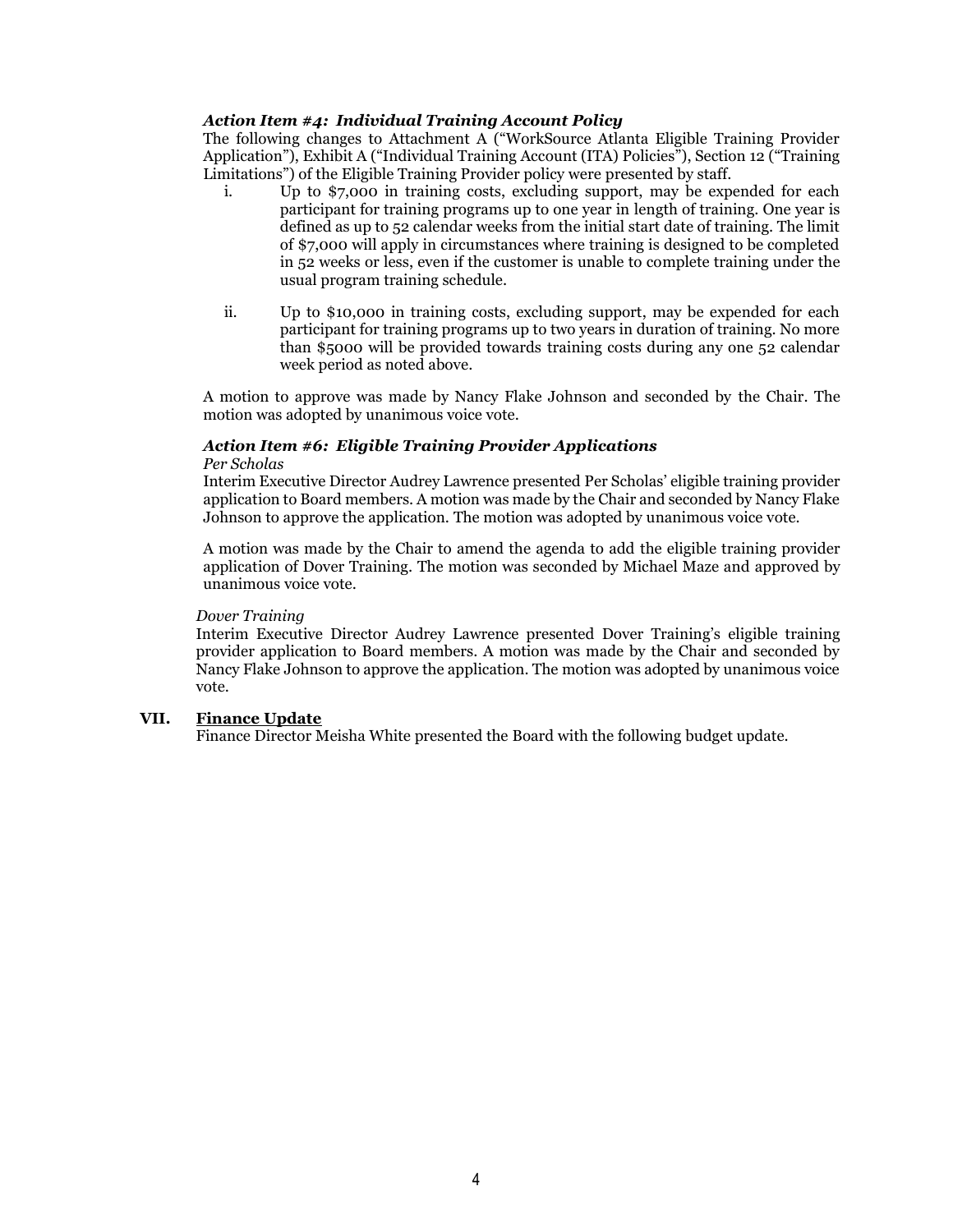### *Action Item #4: Individual Training Account Policy*

The following changes to Attachment A ("WorkSource Atlanta Eligible Training Provider Application"), Exhibit A ("Individual Training Account (ITA) Policies"), Section 12 ("Training Limitations") of the Eligible Training Provider policy were presented by staff.

i. Up to $7,000 in training costs, excluding support, may be expended for each participant for training programs up to one year in length of training. One year is defined as up to 52 calendar weeks from the initial start date of training. The limit of $7,000 will apply in circumstances where training is designed to be completed in 52 weeks or less, even if the customer is unable to complete training under the usual program training schedule.

ii. Up to $10,000 in training costs, excluding support, may be expended for each participant for training programs up to two years in duration of training. No more than $5000 will be provided towards training costs during any one 52 calendar week period as noted above.

A motion to approve was made by Nancy Flake Johnson and seconded by the Chair. The motion was adopted by unanimous voice vote.

### *Action Item #6: Eligible Training Provider Applications*

*Per Scholas*

Interim Executive Director Audrey Lawrence presented Per Scholas' eligible training provider application to Board members. A motion was made by the Chair and seconded by Nancy Flake Johnson to approve the application. The motion was adopted by unanimous voice vote.

A motion was made by the Chair to amend the agenda to add the eligible training provider application of Dover Training. The motion was seconded by Michael Maze and approved by unanimous voice vote.

*Dover Training*

Interim Executive Director Audrey Lawrence presented Dover Training's eligible training provider application to Board members. A motion was made by the Chair and seconded by Nancy Flake Johnson to approve the application. The motion was adopted by unanimous voice vote.

## VII. Finance Update

Finance Director Meisha White presented the Board with the following budget update.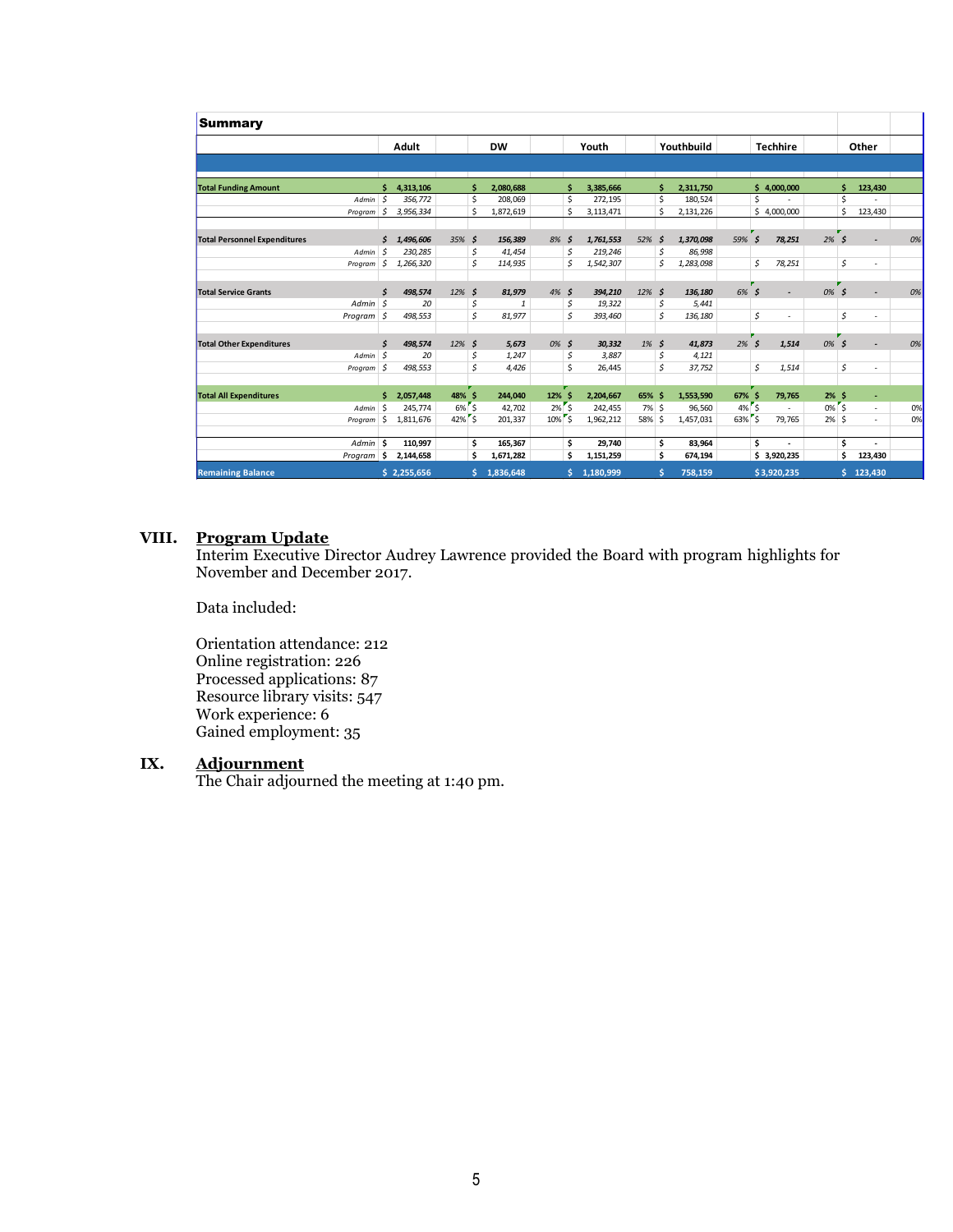| Summary | | | | | | | | | | | | | |
|---|---|---|---|---|---|---|---|---|---|---|---|---|---|
| | | Adult | | DW | | Youth | | Youthbuild | | Techhire | | Other | |
| **Total Funding Amount** | | $ 4,313,106 | | $ 2,080,688 | | $ 3,385,666 | | $ 2,311,750 | | $ 4,000,000 | | $ 123,430 | |
| | Admin | $ 356,772 | | $ 208,069 | | $ 272,195 | | $ 180,524 | | $ - | | $ - | |
| | Program | $ 3,956,334 | | $ 1,872,619 | | $ 3,113,471 | | $ 2,131,226 | | $ 4,000,000 | | $ 123,430 | |
| **Total Personnel Expenditures** | | $ 1,496,606 | 35% | $ 156,389 | 8% | $ 1,761,553 | 52% | $ 1,370,098 | 59% | $ 78,251 | 2% | $ - | 0% |
| | Admin | $ 230,285 | | $ 41,454 | | $ 219,246 | | $ 86,998 | | | | | |
| | Program | $ 1,266,320 | | $ 114,935 | | $ 1,542,307 | | $ 1,283,098 | | $ 78,251 | | $ - | |
| **Total Service Grants** | | $ 498,574 | 12% | $ 81,979 | 4% | $ 394,210 | 12% | $ 136,180 | 6% | $ - | 0% | $ - | 0% |
| | Admin | $ 20 | | $ 1 | | $ 19,322 | | $ 5,441 | | | | | |
| | Program | $ 498,553 | | $ 81,977 | | $ 393,460 | | $ 136,180 | | $ - | | $ - | |
| **Total Other Expenditures** | | $ 498,574 | 12% | $ 5,673 | 0% | $ 30,332 | 1% | $ 41,873 | 2% | $ 1,514 | 0% | $ - | 0% |
| | Admin | $ 20 | | $ 1,247 | | $ 3,887 | | $ 4,121 | | | | | |
| | Program | $ 498,553 | | $ 4,426 | | $ 26,445 | | $ 37,752 | | $ 1,514 | | $ - | |
| **Total All Expenditures** | | $ 2,057,448 | 48% | $ 244,040 | 12% | $ 2,204,667 | 65% | $ 1,553,590 | 67% | $ 79,765 | 2% | $ - | |
| | Admin | $ 245,774 | 6% | $ 42,702 | 2% | $ 242,455 | 7% | $ 96,560 | 4% | $ - | 0% | $ - | 0% |
| | Program | $ 1,811,676 | 42% | $ 201,337 | 10% | $ 1,962,212 | 58% | $ 1,457,031 | 63% | $ 79,765 | 2% | $ - | 0% |
| | Admin | $ 110,997 | | $ 165,367 | | $ 29,740 | | $ 83,964 | | $ - | | $ - | |
| | Program | $ 2,144,658 | | $ 1,671,282 | | $ 1,151,259 | | $ 674,194 | | $ 3,920,235 | | $ 123,430 | |
| **Remaining Balance** | | $ 2,255,656 | | $ 1,836,648 | | $ 1,180,999 | | $ 758,159 | | $ 3,920,235 | | $ 123,430 | |

## VIII. Program Update

Interim Executive Director Audrey Lawrence provided the Board with program highlights for November and December 2017.

Data included:

Orientation attendance: 212
Online registration: 226
Processed applications: 87
Resource library visits: 547
Work experience: 6
Gained employment: 35

## IX. Adjournment

The Chair adjourned the meeting at 1:40 pm.